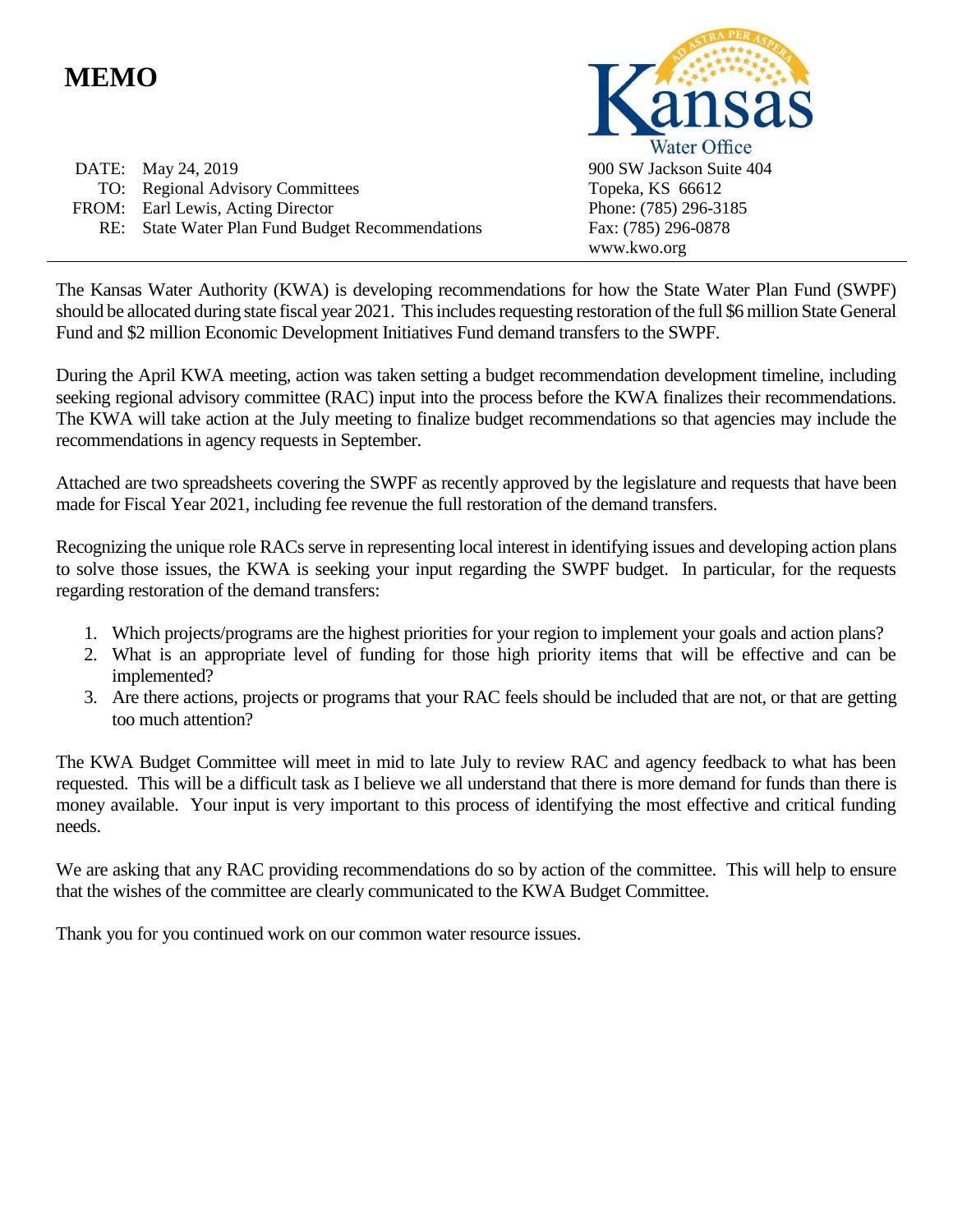# MEMO

Kansas Water Office
900 SW Jackson Suite 404
Topeka, KS 66612
Phone: (785) 296-3185
Fax: (785) 296-0878
www.kwo.org

DATE: May 24, 2019
TO: Regional Advisory Committees
FROM: Earl Lewis, Acting Director
RE: State Water Plan Fund Budget Recommendations

---

The Kansas Water Authority (KWA) is developing recommendations for how the State Water Plan Fund (SWPF) should be allocated during state fiscal year 2021. This includes requesting restoration of the full $6 million State General Fund and $2 million Economic Development Initiatives Fund demand transfers to the SWPF.

During the April KWA meeting, action was taken setting a budget recommendation development timeline, including seeking regional advisory committee (RAC) input into the process before the KWA finalizes their recommendations. The KWA will take action at the July meeting to finalize budget recommendations so that agencies may include the recommendations in agency requests in September.

Attached are two spreadsheets covering the SWPF as recently approved by the legislature and requests that have been made for Fiscal Year 2021, including fee revenue the full restoration of the demand transfers.

Recognizing the unique role RACs serve in representing local interest in identifying issues and developing action plans to solve those issues, the KWA is seeking your input regarding the SWPF budget. In particular, for the requests regarding restoration of the demand transfers:

1. Which projects/programs are the highest priorities for your region to implement your goals and action plans?
2. What is an appropriate level of funding for those high priority items that will be effective and can be implemented?
3. Are there actions, projects or programs that your RAC feels should be included that are not, or that are getting too much attention?

The KWA Budget Committee will meet in mid to late July to review RAC and agency feedback to what has been requested. This will be a difficult task as I believe we all understand that there is more demand for funds than there is money available. Your input is very important to this process of identifying the most effective and critical funding needs.

We are asking that any RAC providing recommendations do so by action of the committee. This will help to ensure that the wishes of the committee are clearly communicated to the KWA Budget Committee.

Thank you for you continued work on our common water resource issues.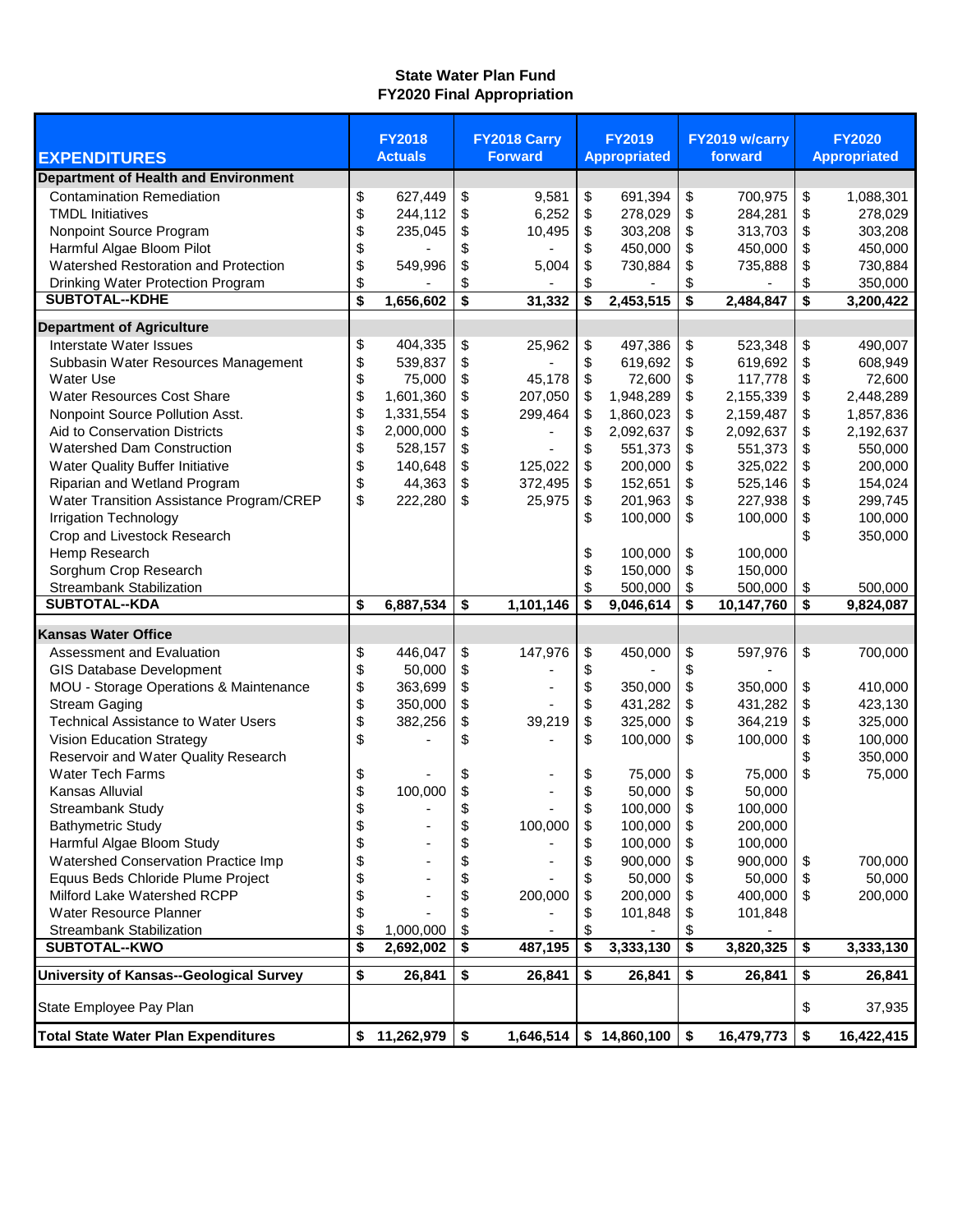# State Water Plan Fund
## FY2020 Final Appropriation

| EXPENDITURES | FY2018 Actuals | FY2018 Carry Forward | FY2019 Appropriated | FY2019 w/carry forward | FY2020 Appropriated |
|---|---|---|---|---|---|
| **Department of Health and Environment** | | | | | |
| Contamination Remediation | $ 627,449 | $ 9,581 | $ 691,394 | $ 700,975 | $ 1,088,301 |
| TMDL Initiatives | $ 244,112 | $ 6,252 | $ 278,029 | $ 284,281 | $ 278,029 |
| Nonpoint Source Program | $ 235,045 | $ 10,495 | $ 303,208 | $ 313,703 | $ 303,208 |
| Harmful Algae Bloom Pilot | $ - | $ - | $ 450,000 | $ 450,000 | $ 450,000 |
| Watershed Restoration and Protection | $ 549,996 | $ 5,004 | $ 730,884 | $ 735,888 | $ 730,884 |
| Drinking Water Protection Program | $ - | $ - | $ - | $ - | $ 350,000 |
| **SUBTOTAL--KDHE** | **$ 1,656,602** | **$ 31,332** | **$ 2,453,515** | **$ 2,484,847** | **$ 3,200,422** |
| **Department of Agriculture** | | | | | |
| Interstate Water Issues | $ 404,335 | $ 25,962 | $ 497,386 | $ 523,348 | $ 490,007 |
| Subbasin Water Resources Management | $ 539,837 | $ - | $ 619,692 | $ 619,692 | $ 608,949 |
| Water Use | $ 75,000 | $ 45,178 | $ 72,600 | $ 117,778 | $ 72,600 |
| Water Resources Cost Share | $ 1,601,360 | $ 207,050 | $ 1,948,289 | $ 2,155,339 | $ 2,448,289 |
| Nonpoint Source Pollution Asst. | $ 1,331,554 | $ 299,464 | $ 1,860,023 | $ 2,159,487 | $ 1,857,836 |
| Aid to Conservation Districts | $ 2,000,000 | $ - | $ 2,092,637 | $ 2,092,637 | $ 2,192,637 |
| Watershed Dam Construction | $ 528,157 | $ - | $ 551,373 | $ 551,373 | $ 550,000 |
| Water Quality Buffer Initiative | $ 140,648 | $ 125,022 | $ 200,000 | $ 325,022 | $ 200,000 |
| Riparian and Wetland Program | $ 44,363 | $ 372,495 | $ 152,651 | $ 525,146 | $ 154,024 |
| Water Transition Assistance Program/CREP | $ 222,280 | $ 25,975 | $ 201,963 | $ 227,938 | $ 299,745 |
| Irrigation Technology | | | $ 100,000 | $ 100,000 | $ 100,000 |
| Crop and Livestock Research | | | | | $ 350,000 |
| Hemp Research | | | $ 100,000 | $ 100,000 | |
| Sorghum Crop Research | | | $ 150,000 | $ 150,000 | |
| Streambank Stabilization | | | $ 500,000 | $ 500,000 | $ 500,000 |
| **SUBTOTAL--KDA** | **$ 6,887,534** | **$ 1,101,146** | **$ 9,046,614** | **$ 10,147,760** | **$ 9,824,087** |
| **Kansas Water Office** | | | | | |
| Assessment and Evaluation | $ 446,047 | $ 147,976 | $ 450,000 | $ 597,976 | $ 700,000 |
| GIS Database Development | $ 50,000 | $ - | $ - | $ - | |
| MOU - Storage Operations & Maintenance | $ 363,699 | $ - | $ 350,000 | $ 350,000 | $ 410,000 |
| Stream Gaging | $ 350,000 | $ - | $ 431,282 | $ 431,282 | $ 423,130 |
| Technical Assistance to Water Users | $ 382,256 | $ 39,219 | $ 325,000 | $ 364,219 | $ 325,000 |
| Vision Education Strategy | $ - | $ - | $ 100,000 | $ 100,000 | $ 100,000 |
| Reservoir and Water Quality Research | | | | | $ 350,000 |
| Water Tech Farms | $ - | $ - | $ 75,000 | $ 75,000 | $ 75,000 |
| Kansas Alluvial | $ 100,000 | $ - | $ 50,000 | $ 50,000 | |
| Streambank Study | $ - | $ - | $ 100,000 | $ 100,000 | |
| Bathymetric Study | $ - | $ 100,000 | $ 100,000 | $ 200,000 | |
| Harmful Algae Bloom Study | $ - | $ - | $ 100,000 | $ 100,000 | |
| Watershed Conservation Practice Imp | $ - | $ - | $ 900,000 | $ 900,000 | $ 700,000 |
| Equus Beds Chloride Plume Project | $ - | $ - | $ 50,000 | $ 50,000 | $ 50,000 |
| Milford Lake Watershed RCPP | $ - | $ 200,000 | $ 200,000 | $ 400,000 | $ 200,000 |
| Water Resource Planner | $ - | $ - | $ 101,848 | $ 101,848 | |
| Streambank Stabilization | $ 1,000,000 | $ - | $ - | $ - | |
| **SUBTOTAL--KWO** | **$ 2,692,002** | **$ 487,195** | **$ 3,333,130** | **$ 3,820,325** | **$ 3,333,130** |
| **University of Kansas--Geological Survey** | **$ 26,841** | **$ 26,841** | **$ 26,841** | **$ 26,841** | **$ 26,841** |
| State Employee Pay Plan | | | | | $ 37,935 |
| **Total State Water Plan Expenditures** | **$ 11,262,979** | **$ 1,646,514** | **$ 14,860,100** | **$ 16,479,773** | **$ 16,422,415** |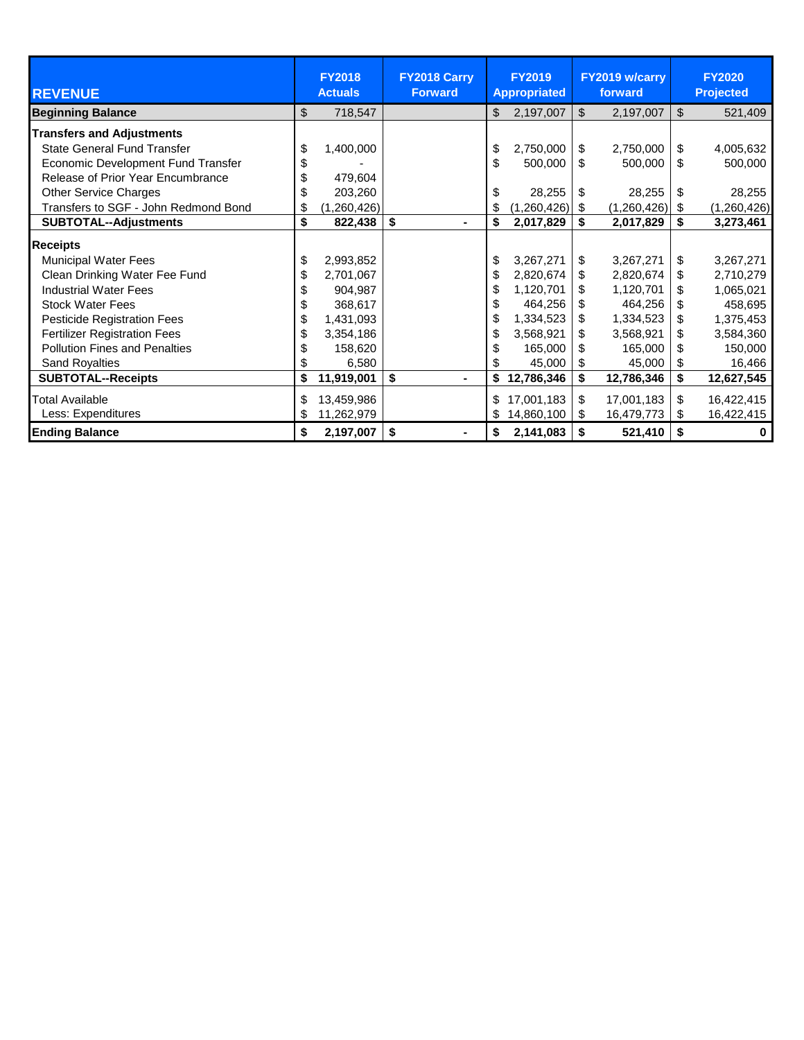| REVENUE | FY2018 Actuals | FY2018 Carry Forward | FY2019 Appropriated | FY2019 w/carry forward | FY2020 Projected |
|---|---|---|---|---|---|
| **Beginning Balance** | $ 718,547 | | $ 2,197,007 | $ 2,197,007 | $ 521,409 |
| **Transfers and Adjustments** | | | | | |
| State General Fund Transfer | $ 1,400,000 | | $ 2,750,000 | $ 2,750,000 | $ 4,005,632 |
| Economic Development Fund Transfer | $ - | | $ 500,000 | $ 500,000 | $ 500,000 |
| Release of Prior Year Encumbrance | $ 479,604 | | | | |
| Other Service Charges | $ 203,260 | | $ 28,255 | $ 28,255 | $ 28,255 |
| Transfers to SGF - John Redmond Bond | $ (1,260,426) | | $ (1,260,426) | $ (1,260,426) | $ (1,260,426) |
| **SUBTOTAL--Adjustments** | **$ 822,438** | **$ -** | **$ 2,017,829** | **$ 2,017,829** | **$ 3,273,461** |
| **Receipts** | | | | | |
| Municipal Water Fees | $ 2,993,852 | | $ 3,267,271 | $ 3,267,271 | $ 3,267,271 |
| Clean Drinking Water Fee Fund | $ 2,701,067 | | $ 2,820,674 | $ 2,820,674 | $ 2,710,279 |
| Industrial Water Fees | $ 904,987 | | $ 1,120,701 | $ 1,120,701 | $ 1,065,021 |
| Stock Water Fees | $ 368,617 | | $ 464,256 | $ 464,256 | $ 458,695 |
| Pesticide Registration Fees | $ 1,431,093 | | $ 1,334,523 | $ 1,334,523 | $ 1,375,453 |
| Fertilizer Registration Fees | $ 3,354,186 | | $ 3,568,921 | $ 3,568,921 | $ 3,584,360 |
| Pollution Fines and Penalties | $ 158,620 | | $ 165,000 | $ 165,000 | $ 150,000 |
| Sand Royalties | $ 6,580 | | $ 45,000 | $ 45,000 | $ 16,466 |
| **SUBTOTAL--Receipts** | **$ 11,919,001** | **$ -** | **$ 12,786,346** | **$ 12,786,346** | **$ 12,627,545** |
| Total Available | $ 13,459,986 | | $ 17,001,183 | $ 17,001,183 | $ 16,422,415 |
| Less: Expenditures | $ 11,262,979 | | $ 14,860,100 | $ 16,479,773 | $ 16,422,415 |
| **Ending Balance** | **$ 2,197,007** | **$ -** | **$ 2,141,083** | **$ 521,410** | **$ 0** |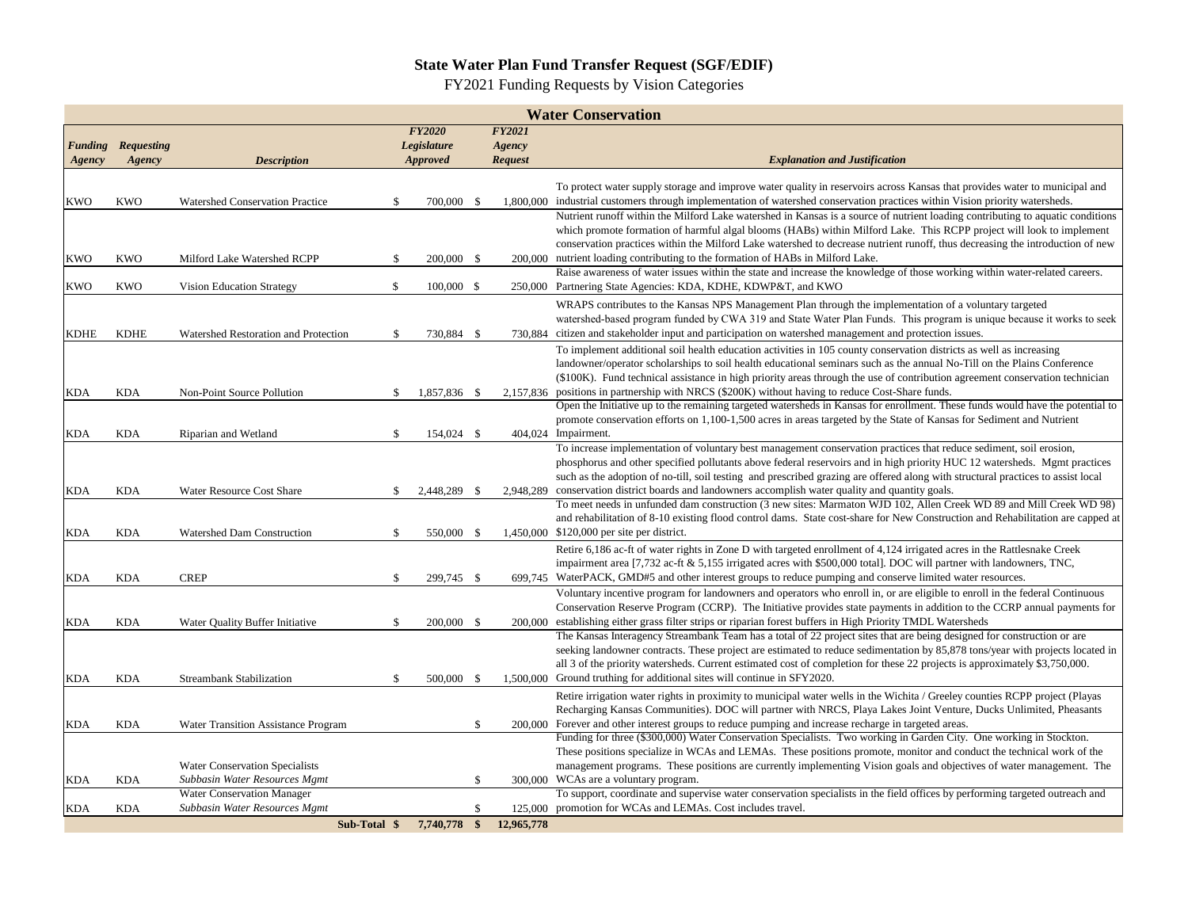# State Water Plan Fund Transfer Request (SGF/EDIF)

FY2021 Funding Requests by Vision Categories

| Water Conservation | | | | | |
|---|---|---|---|---|---|
| *Funding Agency* | *Requesting Agency* | *Description* | *FY2020 Legislature Approved* | *FY2021 Agency Request* | *Explanation and Justification* |
| KWO | KWO | Watershed Conservation Practice | $ 700,000 | $ 1,800,000 | To protect water supply storage and improve water quality in reservoirs across Kansas that provides water to municipal and industrial customers through implementation of watershed conservation practices within Vision priority watersheds. |
| KWO | KWO | Milford Lake Watershed RCPP | $ 200,000 | $ 200,000 | Nutrient runoff within the Milford Lake watershed in Kansas is a source of nutrient loading contributing to aquatic conditions which promote formation of harmful algal blooms (HABs) within Milford Lake. This RCPP project will look to implement conservation practices within the Milford Lake watershed to decrease nutrient runoff, thus decreasing the introduction of new nutrient loading contributing to the formation of HABs in Milford Lake. |
| KWO | KWO | Vision Education Strategy | $ 100,000 | $ 250,000 | Raise awareness of water issues within the state and increase the knowledge of those working within water-related careers. Partnering State Agencies: KDA, KDHE, KDWP&T, and KWO |
| KDHE | KDHE | Watershed Restoration and Protection | $ 730,884 | $ 730,884 | WRAPS contributes to the Kansas NPS Management Plan through the implementation of a voluntary targeted watershed-based program funded by CWA 319 and State Water Plan Funds. This program is unique because it works to seek citizen and stakeholder input and participation on watershed management and protection issues. |
| KDA | KDA | Non-Point Source Pollution | $ 1,857,836 | $ 2,157,836 | To implement additional soil health education activities in 105 county conservation districts as well as increasing landowner/operator scholarships to soil health educational seminars such as the annual No-Till on the Plains Conference ($100K). Fund technical assistance in high priority areas through the use of contribution agreement conservation technician positions in partnership with NRCS ($200K) without having to reduce Cost-Share funds. |
| KDA | KDA | Riparian and Wetland | $ 154,024 | $ 404,024 | Open the Initiative up to the remaining targeted watersheds in Kansas for enrollment. These funds would have the potential to promote conservation efforts on 1,100-1,500 acres in areas targeted by the State of Kansas for Sediment and Nutrient Impairment. |
| KDA | KDA | Water Resource Cost Share | $ 2,448,289 | $ 2,948,289 | To increase implementation of voluntary best management conservation practices that reduce sediment, soil erosion, phosphorus and other specified pollutants above federal reservoirs and in high priority HUC 12 watersheds. Mgmt practices such as the adoption of no-till, soil testing and prescribed grazing are offered along with structural practices to assist local conservation district boards and landowners accomplish water quality and quantity goals. |
| KDA | KDA | Watershed Dam Construction | $ 550,000 | $ 1,450,000 | To meet needs in unfunded dam construction (3 new sites: Marmaton WJD 102, Allen Creek WD 89 and Mill Creek WD 98) and rehabilitation of 8-10 existing flood control dams. State cost-share for New Construction and Rehabilitation are capped at $120,000 per site per district. |
| KDA | KDA | CREP | $ 299,745 | $ 699,745 | Retire 6,186 ac-ft of water rights in Zone D with targeted enrollment of 4,124 irrigated acres in the Rattlesnake Creek impairment area [7,732 ac-ft & 5,155 irrigated acres with $500,000 total]. DOC will partner with landowners, TNC, WaterPACK, GMD#5 and other interest groups to reduce pumping and conserve limited water resources. |
| KDA | KDA | Water Quality Buffer Initiative | $ 200,000 | $ 200,000 | Voluntary incentive program for landowners and operators who enroll in, or are eligible to enroll in the federal Continuous Conservation Reserve Program (CCRP). The Initiative provides state payments in addition to the CCRP annual payments for establishing either grass filter strips or riparian forest buffers in High Priority TMDL Watersheds |
| KDA | KDA | Streambank Stabilization | $ 500,000 | $ 1,500,000 | The Kansas Interagency Streambank Team has a total of 22 project sites that are being designed for construction or are seeking landowner contracts. These project are estimated to reduce sedimentation by 85,878 tons/year with projects located in all 3 of the priority watersheds. Current estimated cost of completion for these 22 projects is approximately $3,750,000. Ground truthing for additional sites will continue in SFY2020. |
| KDA | KDA | Water Transition Assistance Program | | $ 200,000 | Retire irrigation water rights in proximity to municipal water wells in the Wichita / Greeley counties RCPP project (Playas Recharging Kansas Communities). DOC will partner with NRCS, Playa Lakes Joint Venture, Ducks Unlimited, Pheasants Forever and other interest groups to reduce pumping and increase recharge in targeted areas. |
| KDA | KDA | Water Conservation Specialists *Subbasin Water Resources Mgmt* | | $ 300,000 | Funding for three ($300,000) Water Conservation Specialists. Two working in Garden City. One working in Stockton. These positions specialize in WCAs and LEMAs. These positions promote, monitor and conduct the technical work of the management programs. These positions are currently implementing Vision goals and objectives of water management. The WCAs are a voluntary program. |
| KDA | KDA | Water Conservation Manager *Subbasin Water Resources Mgmt* | | $ 125,000 | To support, coordinate and supervise water conservation specialists in the field offices by performing targeted outreach and promotion for WCAs and LEMAs. Cost includes travel. |
| | | **Sub-Total** | **$ 7,740,778** | **$ 12,965,778** | |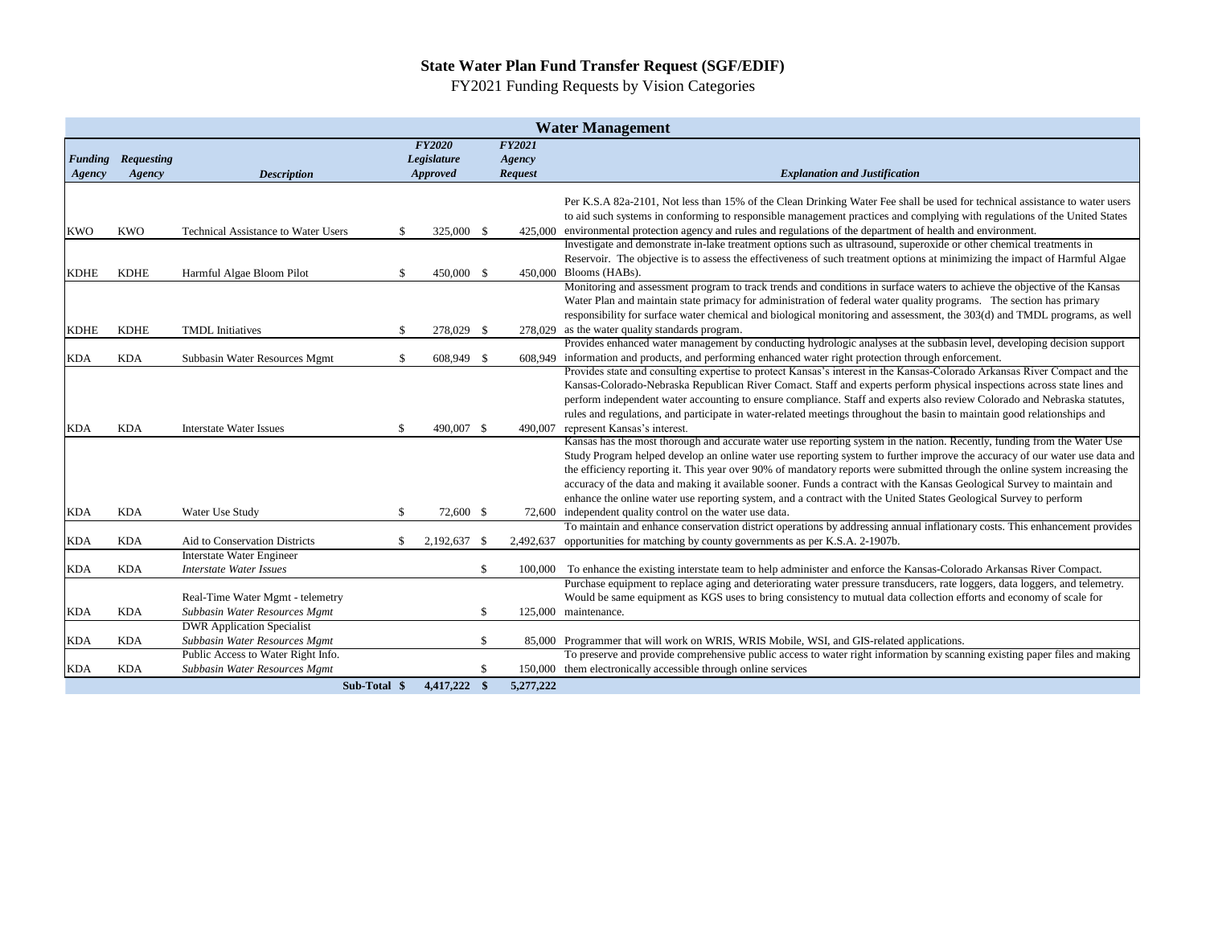# State Water Plan Fund Transfer Request (SGF/EDIF)

FY2021 Funding Requests by Vision Categories

| Water Management | | | | | |
|---|---|---|---|---|---|
| ***Funding Agency*** | ***Requesting Agency*** | ***Description*** | ***FY2020 Legislature Approved*** | ***FY2021 Agency Request*** | ***Explanation and Justification*** |
| KWO | KWO | Technical Assistance to Water Users | $ 325,000 | $ 425,000 | Per K.S.A 82a-2101, Not less than 15% of the Clean Drinking Water Fee shall be used for technical assistance to water users to aid such systems in conforming to responsible management practices and complying with regulations of the United States environmental protection agency and rules and regulations of the department of health and environment. |
| KDHE | KDHE | Harmful Algae Bloom Pilot | $ 450,000 | $ 450,000 | Investigate and demonstrate in-lake treatment options such as ultrasound, superoxide or other chemical treatments in Reservoir. The objective is to assess the effectiveness of such treatment options at minimizing the impact of Harmful Algae Blooms (HABs). |
| KDHE | KDHE | TMDL Initiatives | $ 278,029 | $ 278,029 | Monitoring and assessment program to track trends and conditions in surface waters to achieve the objective of the Kansas Water Plan and maintain state primacy for administration of federal water quality programs. The section has primary responsibility for surface water chemical and biological monitoring and assessment, the 303(d) and TMDL programs, as well as the water quality standards program. |
| KDA | KDA | Subbasin Water Resources Mgmt | $ 608,949 | $ 608,949 | Provides enhanced water management by conducting hydrologic analyses at the subbasin level, developing decision support information and products, and performing enhanced water right protection through enforcement. |
| KDA | KDA | Interstate Water Issues | $ 490,007 | $ 490,007 | Provides state and consulting expertise to protect Kansas's interest in the Kansas-Colorado Arkansas River Compact and the Kansas-Colorado-Nebraska Republican River Comact. Staff and experts perform physical inspections across state lines and perform independent water accounting to ensure compliance. Staff and experts also review Colorado and Nebraska statutes, rules and regulations, and participate in water-related meetings throughout the basin to maintain good relationships and represent Kansas's interest. |
| KDA | KDA | Water Use Study | $ 72,600 | $ 72,600 | Kansas has the most thorough and accurate water use reporting system in the nation. Recently, funding from the Water Use Study Program helped develop an online water use reporting system to further improve the accuracy of our water use data and the efficiency reporting it. This year over 90% of mandatory reports were submitted through the online system increasing the accuracy of the data and making it available sooner. Funds a contract with the Kansas Geological Survey to maintain and enhance the online water use reporting system, and a contract with the United States Geological Survey to perform independent quality control on the water use data. |
| KDA | KDA | Aid to Conservation Districts | $ 2,192,637 | $ 2,492,637 | To maintain and enhance conservation district operations by addressing annual inflationary costs. This enhancement provides opportunities for matching by county governments as per K.S.A. 2-1907b. |
| KDA | KDA | Interstate Water Engineer<br>*Interstate Water Issues* | | $ 100,000 | To enhance the existing interstate team to help administer and enforce the Kansas-Colorado Arkansas River Compact. |
| KDA | KDA | Real-Time Water Mgmt - telemetry<br>*Subbasin Water Resources Mgmt* | | $ 125,000 | Purchase equipment to replace aging and deteriorating water pressure transducers, rate loggers, data loggers, and telemetry. Would be same equipment as KGS uses to bring consistency to mutual data collection efforts and economy of scale for maintenance. |
| KDA | KDA | DWR Application Specialist<br>*Subbasin Water Resources Mgmt* | | $ 85,000 | Programmer that will work on WRIS, WRIS Mobile, WSI, and GIS-related applications. |
| KDA | KDA | Public Access to Water Right Info.<br>*Subbasin Water Resources Mgmt* | | $ 150,000 | To preserve and provide comprehensive public access to water right information by scanning existing paper files and making them electronically accessible through online services |
| | | **Sub-Total** | **$ 4,417,222** | **$ 5,277,222** | |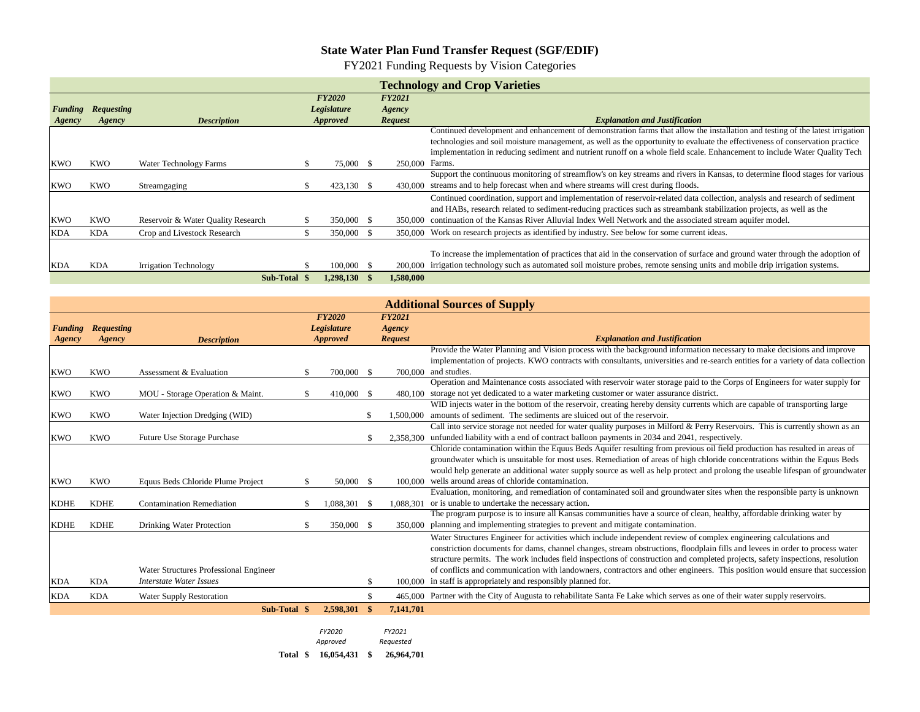# State Water Plan Fund Transfer Request (SGF/EDIF)

FY2021 Funding Requests by Vision Categories

## Technology and Crop Varieties

| Funding Agency | Requesting Agency | Description | FY2020 Legislature Approved | FY2021 Agency Request | Explanation and Justification |
|---|---|---|---|---|---|
| KWO | KWO | Water Technology Farms | $ 75,000 | $ 250,000 | Continued development and enhancement of demonstration farms that allow the installation and testing of the latest irrigation technologies and soil moisture management, as well as the opportunity to evaluate the effectiveness of conservation practice implementation in reducing sediment and nutrient runoff on a whole field scale. Enhancement to include Water Quality Tech Farms. |
| KWO | KWO | Streamgaging | $ 423,130 | $ 430,000 | Support the continuous monitoring of streamflow's on key streams and rivers in Kansas, to determine flood stages for various streams and to help forecast when and where streams will crest during floods. |
| KWO | KWO | Reservoir & Water Quality Research | $ 350,000 | $ 350,000 | Continued coordination, support and implementation of reservoir-related data collection, analysis and research of sediment and HABs, research related to sediment-reducing practices such as streambank stabilization projects, as well as the continuation of the Kansas River Alluvial Index Well Network and the associated stream aquifer model. |
| KDA | KDA | Crop and Livestock Research | $ 350,000 | $ 350,000 | Work on research projects as identified by industry. See below for some current ideas. |
| KDA | KDA | Irrigation Technology | $ 100,000 | $ 200,000 | To increase the implementation of practices that aid in the conservation of surface and ground water through the adoption of irrigation technology such as automated soil moisture probes, remote sensing units and mobile drip irrigation systems. |
| | | **Sub-Total** | **$ 1,298,130** | **$ 1,580,000** | |

## Additional Sources of Supply

| Funding Agency | Requesting Agency | Description | FY2020 Legislature Approved | FY2021 Agency Request | Explanation and Justification |
|---|---|---|---|---|---|
| KWO | KWO | Assessment & Evaluation | $ 700,000 | $ 700,000 | Provide the Water Planning and Vision process with the background information necessary to make decisions and improve implementation of projects. KWO contracts with consultants, universities and re-search entities for a variety of data collection and studies. |
| KWO | KWO | MOU - Storage Operation & Maint. | $ 410,000 | $ 480,100 | Operation and Maintenance costs associated with reservoir water storage paid to the Corps of Engineers for water supply for storage not yet dedicated to a water marketing customer or water assurance district. |
| KWO | KWO | Water Injection Dredging (WID) | | $ 1,500,000 | WID injects water in the bottom of the reservoir, creating hereby density currents which are capable of transporting large amounts of sediment. The sediments are sluiced out of the reservoir. |
| KWO | KWO | Future Use Storage Purchase | | $ 2,358,300 | Call into service storage not needed for water quality purposes in Milford & Perry Reservoirs. This is currently shown as an unfunded liability with a end of contract balloon payments in 2034 and 2041, respectively. |
| KWO | KWO | Equus Beds Chloride Plume Project | $ 50,000 | $ 100,000 | Chloride contamination within the Equus Beds Aquifer resulting from previous oil field production has resulted in areas of groundwater which is unsuitable for most uses. Remediation of areas of high chloride concentrations within the Equus Beds would help generate an additional water supply source as well as help protect and prolong the useable lifespan of groundwater wells around areas of chloride contamination. |
| KDHE | KDHE | Contamination Remediation | $ 1,088,301 | $ 1,088,301 | Evaluation, monitoring, and remediation of contaminated soil and groundwater sites when the responsible party is unknown or is unable to undertake the necessary action. |
| KDHE | KDHE | Drinking Water Protection | $ 350,000 | $ 350,000 | The program purpose is to insure all Kansas communities have a source of clean, healthy, affordable drinking water by planning and implementing strategies to prevent and mitigate contamination. |
| KDA | KDA | Water Structures Professional Engineer *Interstate Water Issues* | | $ 100,000 | Water Structures Engineer for activities which include independent review of complex engineering calculations and constriction documents for dams, channel changes, stream obstructions, floodplain fills and levees in order to process water structure permits. The work includes field inspections of construction and completed projects, safety inspections, resolution of conflicts and communication with landowners, contractors and other engineers. This position would ensure that succession in staff is appropriately and responsibly planned for. |
| KDA | KDA | Water Supply Restoration | | $ 465,000 | Partner with the City of Augusta to rehabilitate Santa Fe Lake which serves as one of their water supply reservoirs. |
| | | **Sub-Total** | **$ 2,598,301** | **$ 7,141,701** | |

| | *FY2020 Approved* | *FY2021 Requested* |
|---|---|---|
| **Total** | **$ 16,054,431** | **$ 26,964,701** |